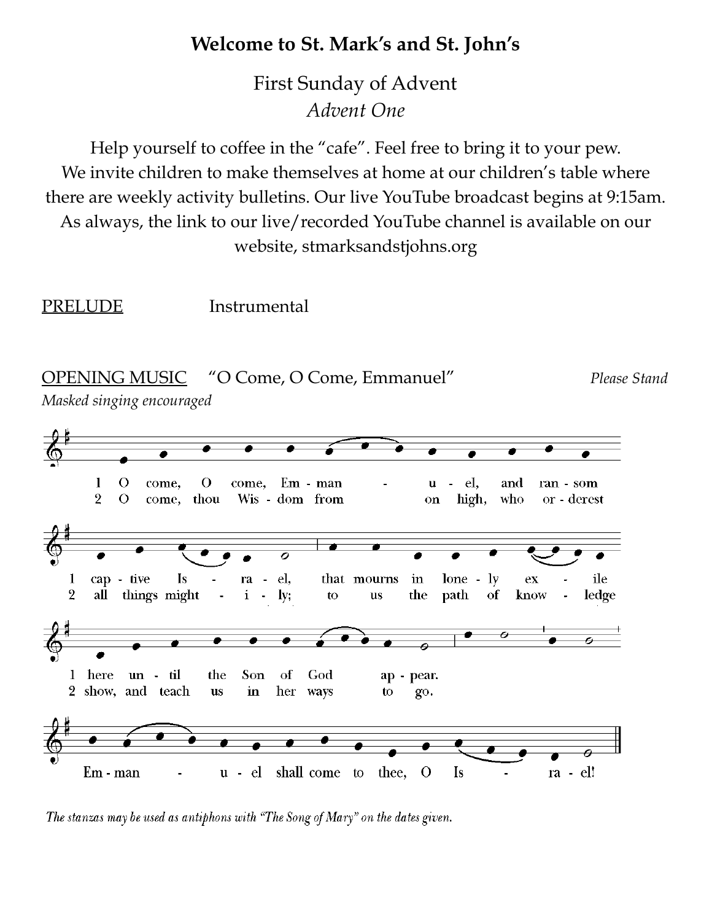# Welcome to St. Mark's and St. John's

First Sunday of Advent
*Advent One*

Help yourself to coffee in the "cafe". Feel free to bring it to your pew. We invite children to make themselves at home at our children's table where there are weekly activity bulletins. Our live YouTube broadcast begins at 9:15am. As always, the link to our live/recorded YouTube channel is available on our website, stmarksandstjohns.org

PRELUDE Instrumental

OPENING MUSIC "O Come, O Come, Emmanuel" *Please Stand*
*Masked singing encouraged*

1 O come, O come, Emmanuel, and ransom captive Israel, that mourns in lonely exile here until the Son of God appear.

2 O come, thou Wisdom from on high, who orderest all things mightily; to us the path of knowledge show, and teach us in her ways to go.

Emmanuel shall come to thee, O Israel!

*The stanzas may be used as antiphons with "The Song of Mary" on the dates given.*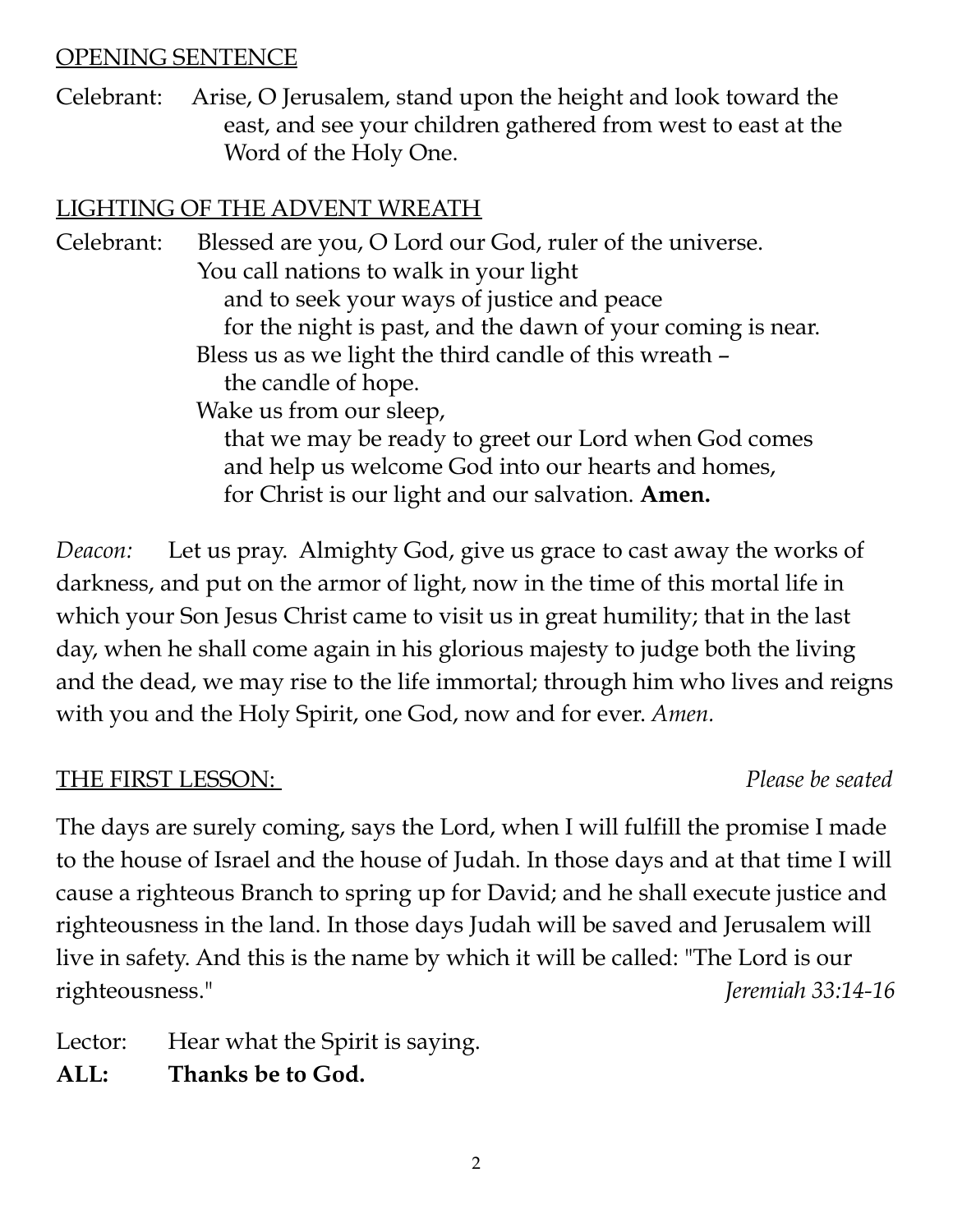## OPENING SENTENCE

Celebrant: Arise, O Jerusalem, stand upon the height and look toward the east, and see your children gathered from west to east at the Word of the Holy One.

## LIGHTING OF THE ADVENT WREATH

Celebrant: Blessed are you, O Lord our God, ruler of the universe.
You call nations to walk in your light
and to seek your ways of justice and peace
for the night is past, and the dawn of your coming is near.
Bless us as we light the third candle of this wreath –
the candle of hope.
Wake us from our sleep,
that we may be ready to greet our Lord when God comes
and help us welcome God into our hearts and homes,
for Christ is our light and our salvation. **Amen.**

*Deacon:* Let us pray. Almighty God, give us grace to cast away the works of darkness, and put on the armor of light, now in the time of this mortal life in which your Son Jesus Christ came to visit us in great humility; that in the last day, when he shall come again in his glorious majesty to judge both the living and the dead, we may rise to the life immortal; through him who lives and reigns with you and the Holy Spirit, one God, now and for ever. *Amen.*

## THE FIRST LESSON:

*Please be seated*

The days are surely coming, says the Lord, when I will fulfill the promise I made to the house of Israel and the house of Judah. In those days and at that time I will cause a righteous Branch to spring up for David; and he shall execute justice and righteousness in the land. In those days Judah will be saved and Jerusalem will live in safety. And this is the name by which it will be called: "The Lord is our righteousness." *Jeremiah 33:14-16*

Lector: Hear what the Spirit is saying.
**ALL: Thanks be to God.**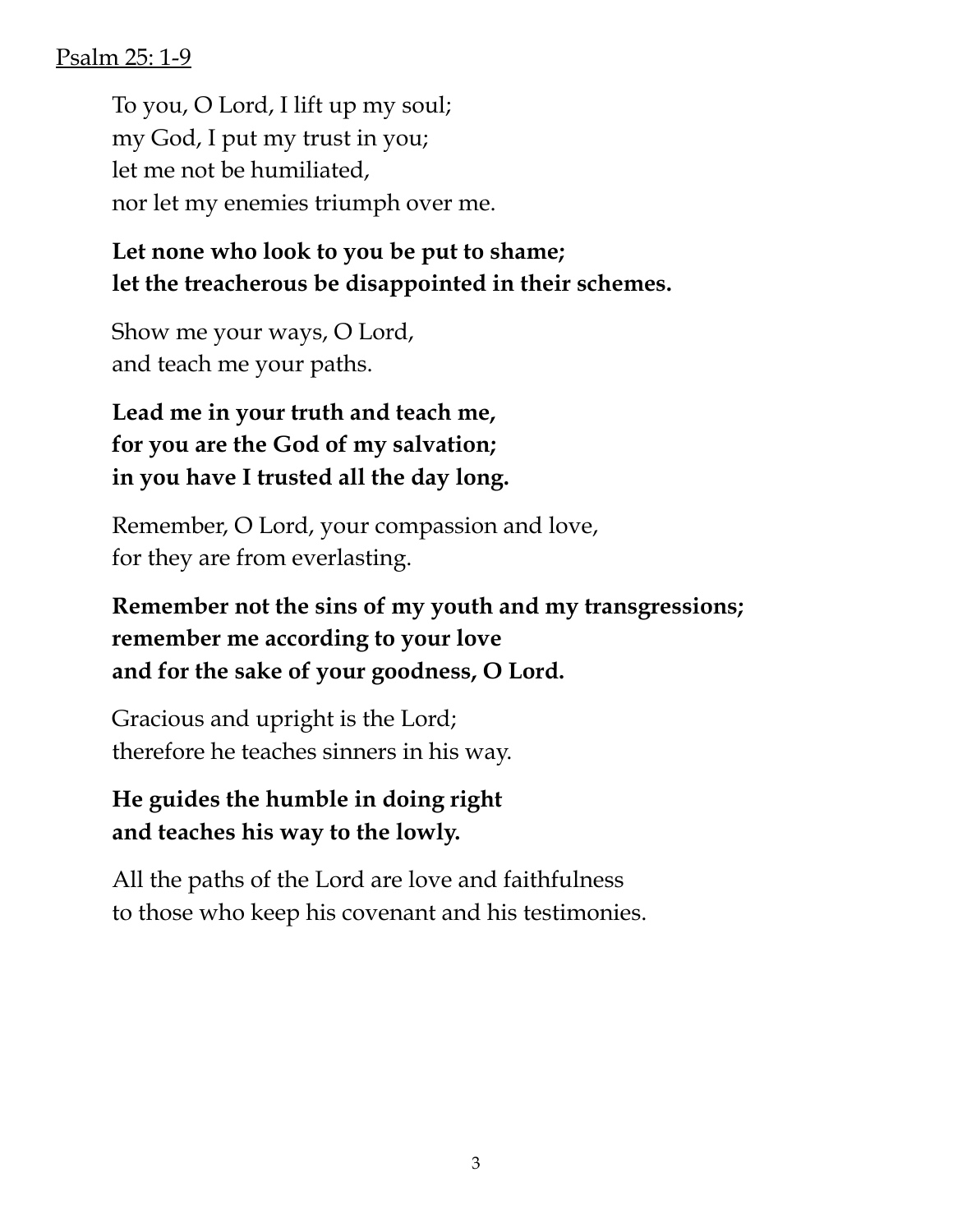<u>Psalm 25: 1-9</u>

To you, O Lord, I lift up my soul;
my God, I put my trust in you;
let me not be humiliated,
nor let my enemies triumph over me.

**Let none who look to you be put to shame;**
**let the treacherous be disappointed in their schemes.**

Show me your ways, O Lord,
and teach me your paths.

**Lead me in your truth and teach me,**
**for you are the God of my salvation;**
**in you have I trusted all the day long.**

Remember, O Lord, your compassion and love,
for they are from everlasting.

**Remember not the sins of my youth and my transgressions;**
**remember me according to your love**
**and for the sake of your goodness, O Lord.**

Gracious and upright is the Lord;
therefore he teaches sinners in his way.

**He guides the humble in doing right**
**and teaches his way to the lowly.**

All the paths of the Lord are love and faithfulness
to those who keep his covenant and his testimonies.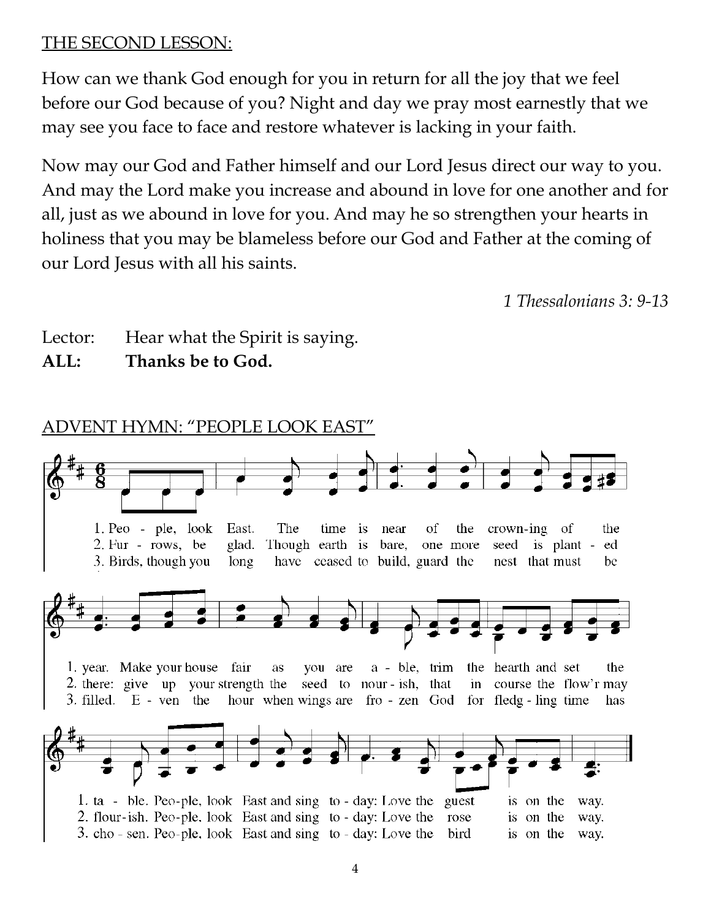THE SECOND LESSON:

How can we thank God enough for you in return for all the joy that we feel before our God because of you? Night and day we pray most earnestly that we may see you face to face and restore whatever is lacking in your faith.

Now may our God and Father himself and our Lord Jesus direct our way to you. And may the Lord make you increase and abound in love for one another and for all, just as we abound in love for you. And may he so strengthen your hearts in holiness that you may be blameless before our God and Father at the coming of our Lord Jesus with all his saints.

*1 Thessalonians 3: 9-13*

Lector: Hear what the Spirit is saying.
**ALL: Thanks be to God.**

ADVENT HYMN: "PEOPLE LOOK EAST"

1. Peo - ple, look East. The time is near of the crown-ing of the year. Make your house fair as you are a - ble, trim the hearth and set the ta - ble. Peo-ple, look East and sing to - day: Love the guest is on the way.

2. Fur - rows, be glad. Though earth is bare, one more seed is plant - ed there: give up your strength the seed to nour - ish, that in course the flow'r may flour-ish. Peo-ple, look East and sing to - day: Love the rose is on the way.

3. Birds, though you long have ceased to build, guard the nest that must be filled. E - ven the hour when wings are fro - zen God for fledg - ling time has cho - sen. Peo-ple, look East and sing to - day: Love the bird is on the way.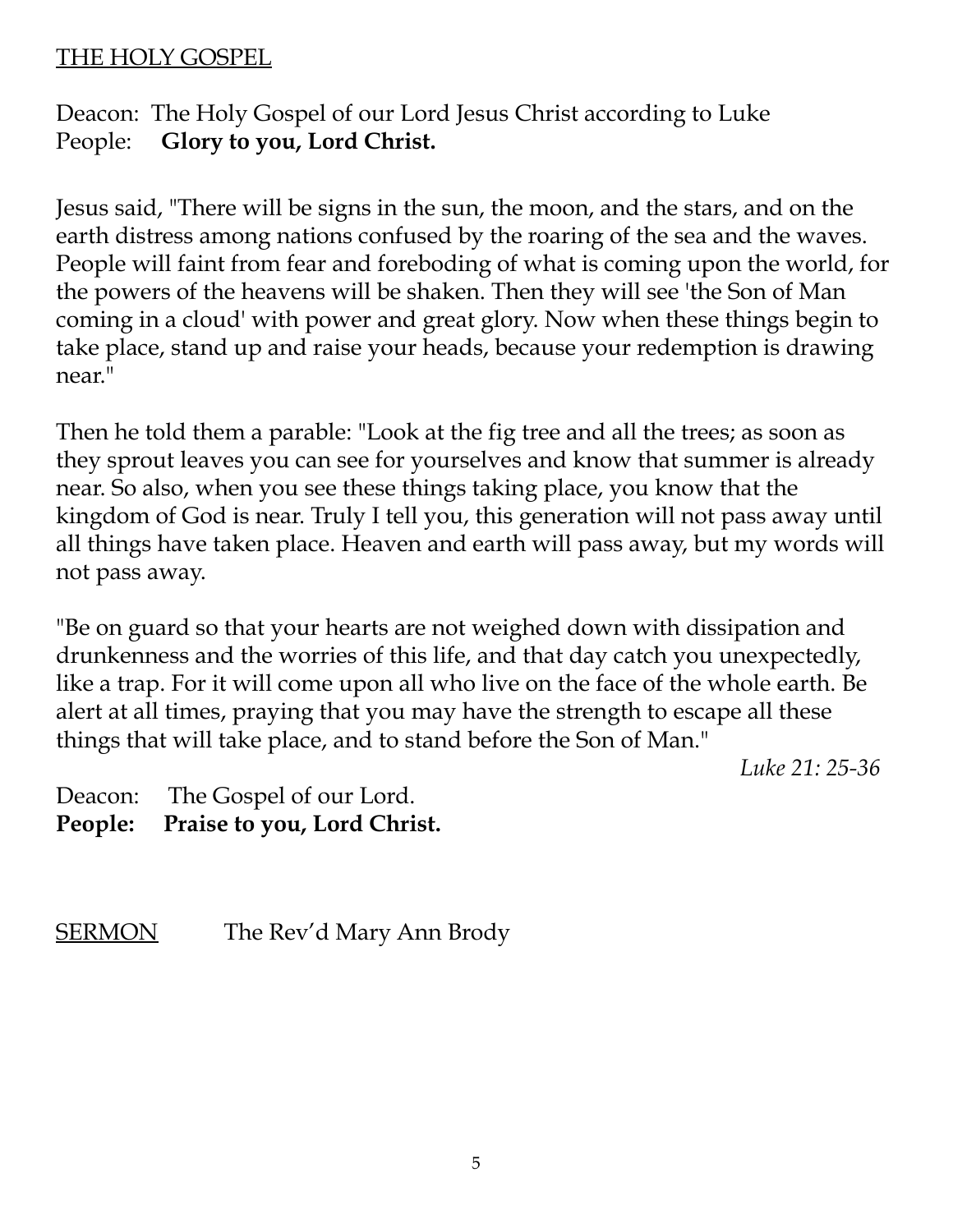## THE HOLY GOSPEL

Deacon: The Holy Gospel of our Lord Jesus Christ according to Luke
People: **Glory to you, Lord Christ.**

Jesus said, "There will be signs in the sun, the moon, and the stars, and on the earth distress among nations confused by the roaring of the sea and the waves. People will faint from fear and foreboding of what is coming upon the world, for the powers of the heavens will be shaken. Then they will see 'the Son of Man coming in a cloud' with power and great glory. Now when these things begin to take place, stand up and raise your heads, because your redemption is drawing near."

Then he told them a parable: "Look at the fig tree and all the trees; as soon as they sprout leaves you can see for yourselves and know that summer is already near. So also, when you see these things taking place, you know that the kingdom of God is near. Truly I tell you, this generation will not pass away until all things have taken place. Heaven and earth will pass away, but my words will not pass away.

"Be on guard so that your hearts are not weighed down with dissipation and drunkenness and the worries of this life, and that day catch you unexpectedly, like a trap. For it will come upon all who live on the face of the whole earth. Be alert at all times, praying that you may have the strength to escape all these things that will take place, and to stand before the Son of Man."

*Luke 21: 25-36*

Deacon: The Gospel of our Lord.
**People: Praise to you, Lord Christ.**

## SERMON The Rev'd Mary Ann Brody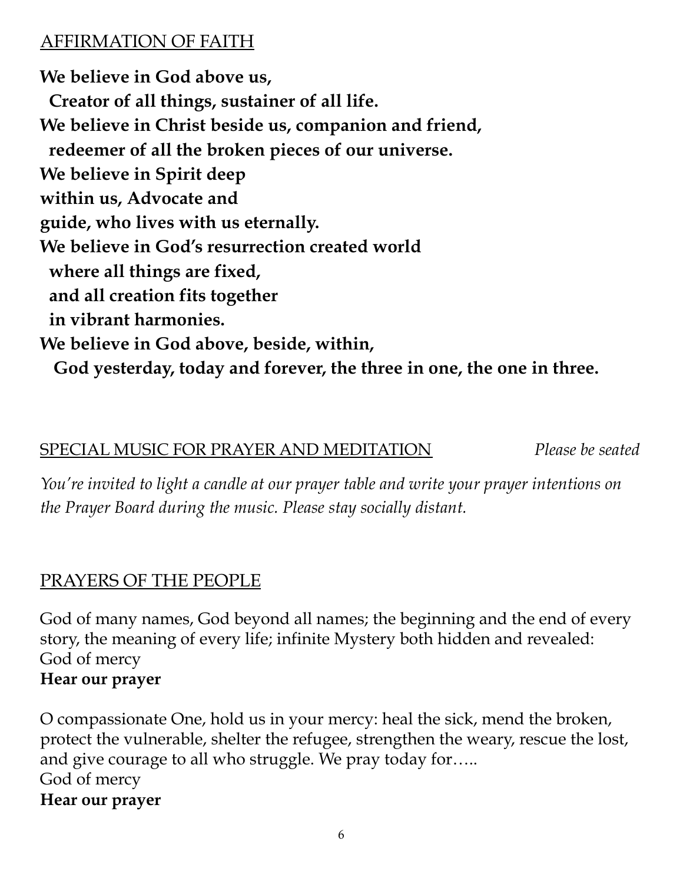## AFFIRMATION OF FAITH

**We believe in God above us,**
**Creator of all things, sustainer of all life.**
**We believe in Christ beside us, companion and friend,**
**redeemer of all the broken pieces of our universe.**
**We believe in Spirit deep**
**within us, Advocate and**
**guide, who lives with us eternally.**
**We believe in God's resurrection created world**
**where all things are fixed,**
**and all creation fits together**
**in vibrant harmonies.**
**We believe in God above, beside, within,**
**God yesterday, today and forever, the three in one, the one in three.**

## SPECIAL MUSIC FOR PRAYER AND MEDITATION *Please be seated*

*You're invited to light a candle at our prayer table and write your prayer intentions on the Prayer Board during the music. Please stay socially distant.*

## PRAYERS OF THE PEOPLE

God of many names, God beyond all names; the beginning and the end of every story, the meaning of every life; infinite Mystery both hidden and revealed:
God of mercy
**Hear our prayer**

O compassionate One, hold us in your mercy: heal the sick, mend the broken, protect the vulnerable, shelter the refugee, strengthen the weary, rescue the lost, and give courage to all who struggle. We pray today for…..
God of mercy
**Hear our prayer**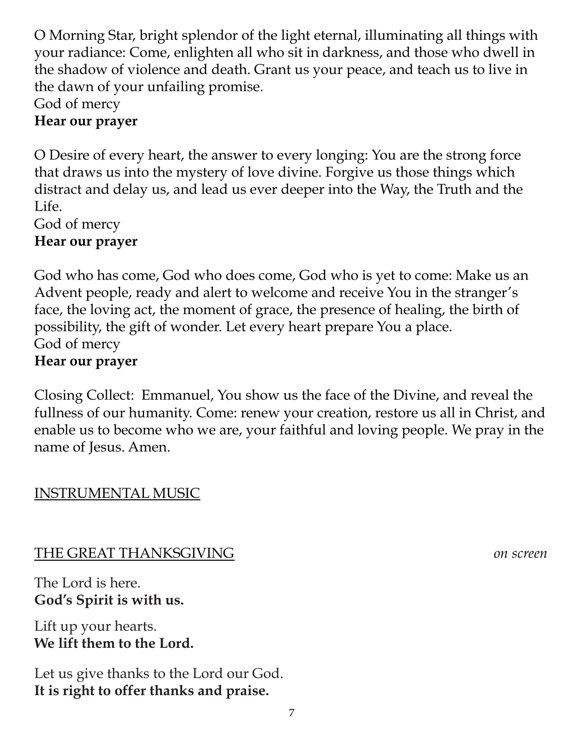O Morning Star, bright splendor of the light eternal, illuminating all things with your radiance: Come, enlighten all who sit in darkness, and those who dwell in the shadow of violence and death. Grant us your peace, and teach us to live in the dawn of your unfailing promise.
God of mercy
**Hear our prayer**

O Desire of every heart, the answer to every longing: You are the strong force that draws us into the mystery of love divine. Forgive us those things which distract and delay us, and lead us ever deeper into the Way, the Truth and the Life.
God of mercy
**Hear our prayer**

God who has come, God who does come, God who is yet to come: Make us an Advent people, ready and alert to welcome and receive You in the stranger's face, the loving act, the moment of grace, the presence of healing, the birth of possibility, the gift of wonder. Let every heart prepare You a place.
God of mercy
**Hear our prayer**

Closing Collect: Emmanuel, You show us the face of the Divine, and reveal the fullness of our humanity. Come: renew your creation, restore us all in Christ, and enable us to become who we are, your faithful and loving people. We pray in the name of Jesus. Amen.

<u>INSTRUMENTAL MUSIC</u>

<u>THE GREAT THANKSGIVING</u> *on screen*

The Lord is here.
**God's Spirit is with us.**

Lift up your hearts.
**We lift them to the Lord.**

Let us give thanks to the Lord our God.
**It is right to offer thanks and praise.**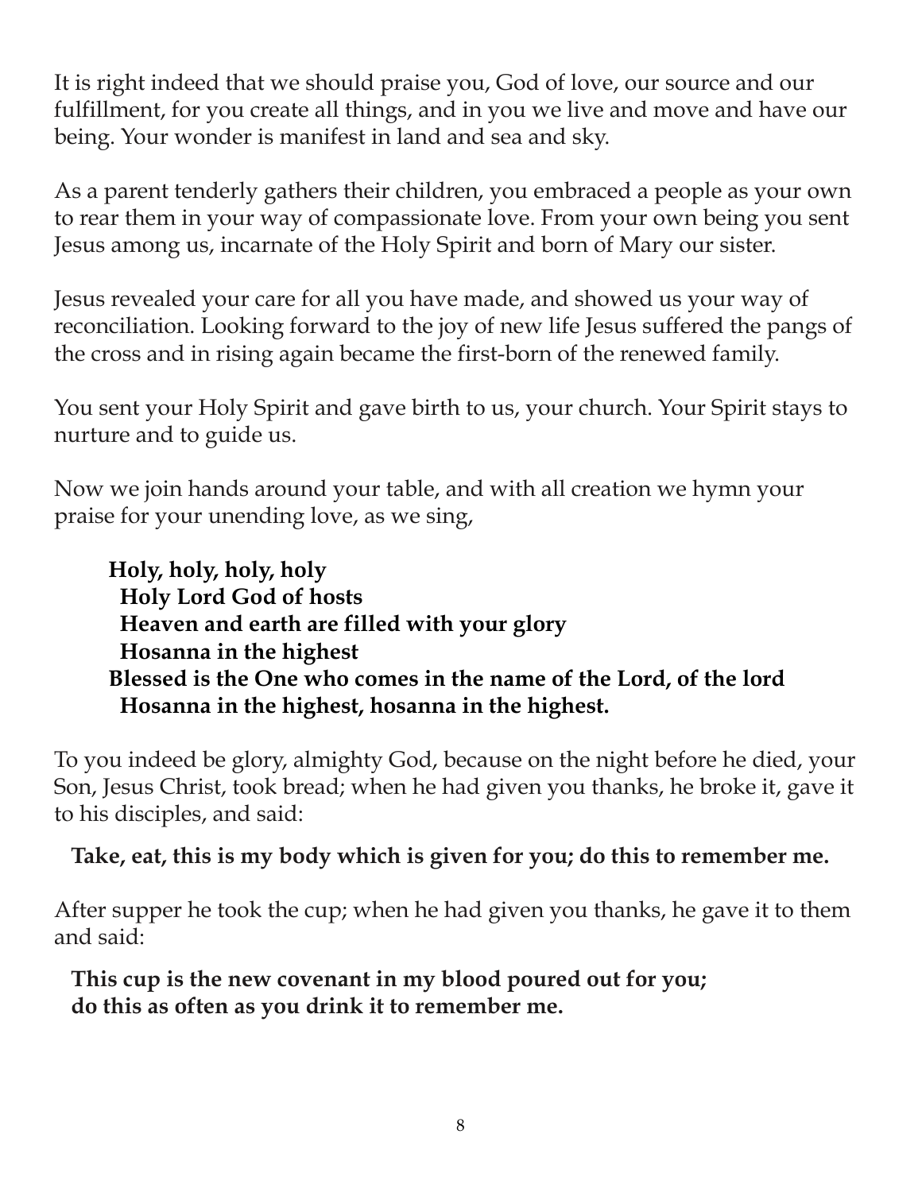It is right indeed that we should praise you, God of love, our source and our fulfillment, for you create all things, and in you we live and move and have our being. Your wonder is manifest in land and sea and sky.

As a parent tenderly gathers their children, you embraced a people as your own to rear them in your way of compassionate love. From your own being you sent Jesus among us, incarnate of the Holy Spirit and born of Mary our sister.

Jesus revealed your care for all you have made, and showed us your way of reconciliation. Looking forward to the joy of new life Jesus suffered the pangs of the cross and in rising again became the first-born of the renewed family.

You sent your Holy Spirit and gave birth to us, your church. Your Spirit stays to nurture and to guide us.

Now we join hands around your table, and with all creation we hymn your praise for your unending love, as we sing,

**Holy, holy, holy, holy**
**Holy Lord God of hosts**
**Heaven and earth are filled with your glory**
**Hosanna in the highest**
**Blessed is the One who comes in the name of the Lord, of the lord**
**Hosanna in the highest, hosanna in the highest.**

To you indeed be glory, almighty God, because on the night before he died, your Son, Jesus Christ, took bread; when he had given you thanks, he broke it, gave it to his disciples, and said:

**Take, eat, this is my body which is given for you; do this to remember me.**

After supper he took the cup; when he had given you thanks, he gave it to them and said:

**This cup is the new covenant in my blood poured out for you;**
**do this as often as you drink it to remember me.**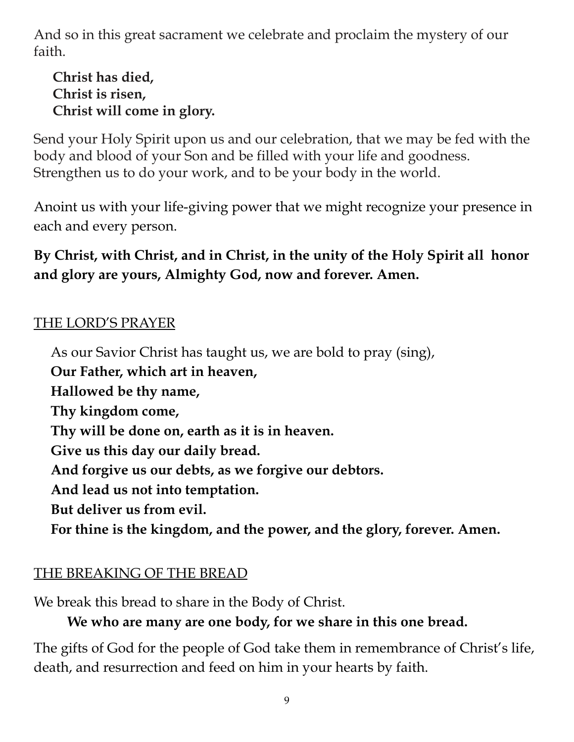And so in this great sacrament we celebrate and proclaim the mystery of our faith.

**Christ has died,**
**Christ is risen,**
**Christ will come in glory.**

Send your Holy Spirit upon us and our celebration, that we may be fed with the body and blood of your Son and be filled with your life and goodness. Strengthen us to do your work, and to be your body in the world.

Anoint us with your life-giving power that we might recognize your presence in each and every person.

**By Christ, with Christ, and in Christ, in the unity of the Holy Spirit all honor and glory are yours, Almighty God, now and forever. Amen.**

## THE LORD'S PRAYER

As our Savior Christ has taught us, we are bold to pray (sing),
**Our Father, which art in heaven,**
**Hallowed be thy name,**
**Thy kingdom come,**
**Thy will be done on, earth as it is in heaven.**
**Give us this day our daily bread.**
**And forgive us our debts, as we forgive our debtors.**
**And lead us not into temptation.**
**But deliver us from evil.**
**For thine is the kingdom, and the power, and the glory, forever. Amen.**

## THE BREAKING OF THE BREAD

We break this bread to share in the Body of Christ.

**We who are many are one body, for we share in this one bread.**

The gifts of God for the people of God take them in remembrance of Christ's life, death, and resurrection and feed on him in your hearts by faith.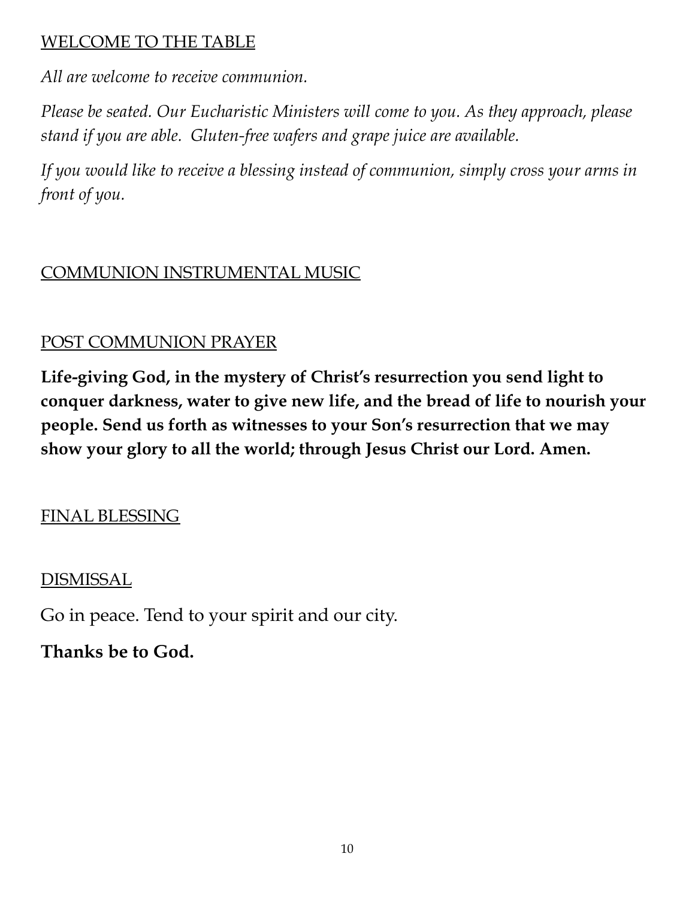WELCOME TO THE TABLE

*All are welcome to receive communion.*

*Please be seated. Our Eucharistic Ministers will come to you. As they approach, please stand if you are able. Gluten-free wafers and grape juice are available.*

*If you would like to receive a blessing instead of communion, simply cross your arms in front of you.*

COMMUNION INSTRUMENTAL MUSIC

POST COMMUNION PRAYER

**Life-giving God, in the mystery of Christ's resurrection you send light to conquer darkness, water to give new life, and the bread of life to nourish your people. Send us forth as witnesses to your Son's resurrection that we may show your glory to all the world; through Jesus Christ our Lord. Amen.**

FINAL BLESSING

DISMISSAL

Go in peace. Tend to your spirit and our city.

**Thanks be to God.**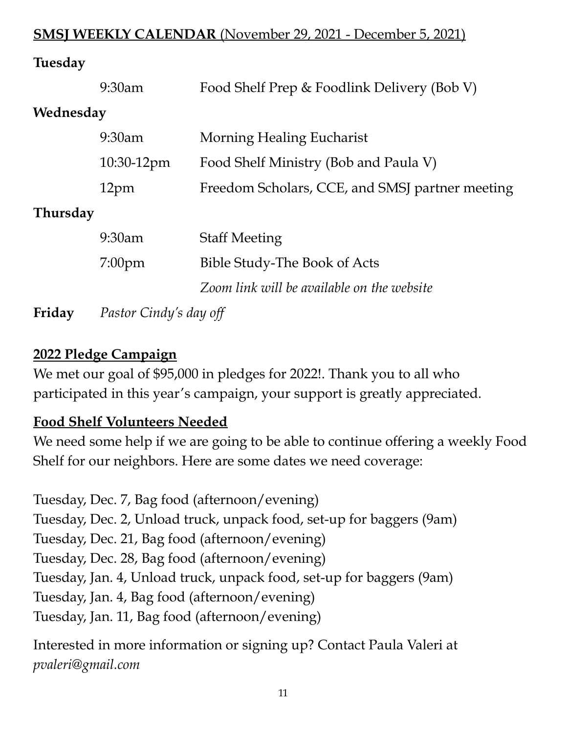## **SMSJ WEEKLY CALENDAR** (November 29, 2021 - December 5, 2021)

**Tuesday**

| | |
|---|---|
| 9:30am | Food Shelf Prep & Foodlink Delivery (Bob V) |

**Wednesday**

| | |
|---|---|
| 9:30am | Morning Healing Eucharist |
| 10:30-12pm | Food Shelf Ministry (Bob and Paula V) |
| 12pm | Freedom Scholars, CCE, and SMSJ partner meeting |

**Thursday**

| | |
|---|---|
| 9:30am | Staff Meeting |
| 7:00pm | Bible Study-The Book of Acts |
| | *Zoom link will be available on the website* |

**Friday** *Pastor Cindy's day off*

## **2022 Pledge Campaign**

We met our goal of $95,000 in pledges for 2022!. Thank you to all who participated in this year's campaign, your support is greatly appreciated.

## **Food Shelf Volunteers Needed**

We need some help if we are going to be able to continue offering a weekly Food Shelf for our neighbors. Here are some dates we need coverage:

Tuesday, Dec. 7, Bag food (afternoon/evening)
Tuesday, Dec. 2, Unload truck, unpack food, set-up for baggers (9am)
Tuesday, Dec. 21, Bag food (afternoon/evening)
Tuesday, Dec. 28, Bag food (afternoon/evening)
Tuesday, Jan. 4, Unload truck, unpack food, set-up for baggers (9am)
Tuesday, Jan. 4, Bag food (afternoon/evening)
Tuesday, Jan. 11, Bag food (afternoon/evening)

Interested in more information or signing up? Contact Paula Valeri at *pvaleri@gmail.com*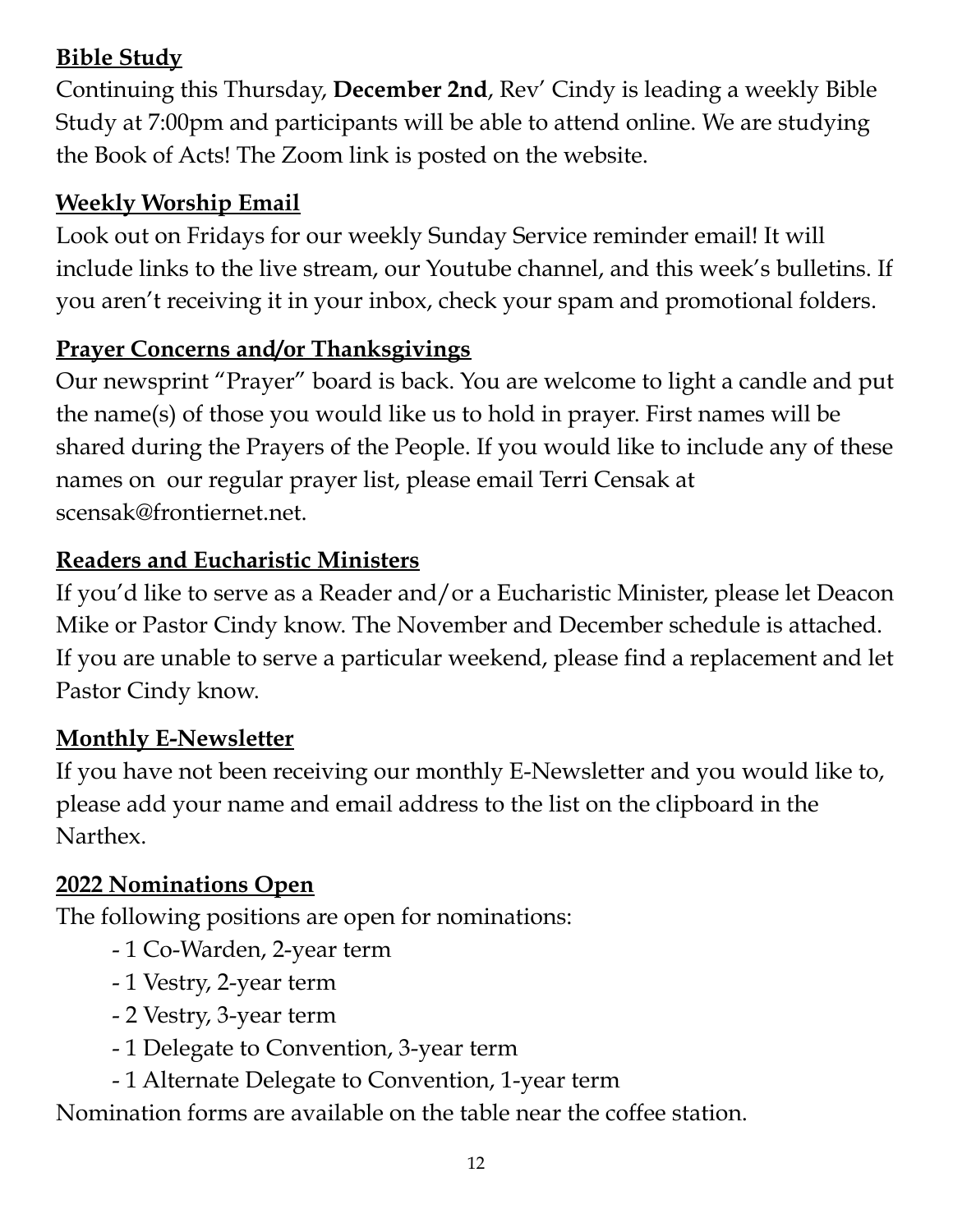**Bible Study**

Continuing this Thursday, **December 2nd**, Rev' Cindy is leading a weekly Bible Study at 7:00pm and participants will be able to attend online. We are studying the Book of Acts! The Zoom link is posted on the website.

**Weekly Worship Email**

Look out on Fridays for our weekly Sunday Service reminder email! It will include links to the live stream, our Youtube channel, and this week's bulletins. If you aren't receiving it in your inbox, check your spam and promotional folders.

**Prayer Concerns and/or Thanksgivings**

Our newsprint "Prayer" board is back. You are welcome to light a candle and put the name(s) of those you would like us to hold in prayer. First names will be shared during the Prayers of the People. If you would like to include any of these names on our regular prayer list, please email Terri Censak at scensak@frontiernet.net.

**Readers and Eucharistic Ministers**

If you'd like to serve as a Reader and/or a Eucharistic Minister, please let Deacon Mike or Pastor Cindy know. The November and December schedule is attached. If you are unable to serve a particular weekend, please find a replacement and let Pastor Cindy know.

**Monthly E-Newsletter**

If you have not been receiving our monthly E-Newsletter and you would like to, please add your name and email address to the list on the clipboard in the Narthex.

**2022 Nominations Open**

The following positions are open for nominations:

- 1 Co-Warden, 2-year term
- 1 Vestry, 2-year term
- 2 Vestry, 3-year term
- 1 Delegate to Convention, 3-year term
- 1 Alternate Delegate to Convention, 1-year term

Nomination forms are available on the table near the coffee station.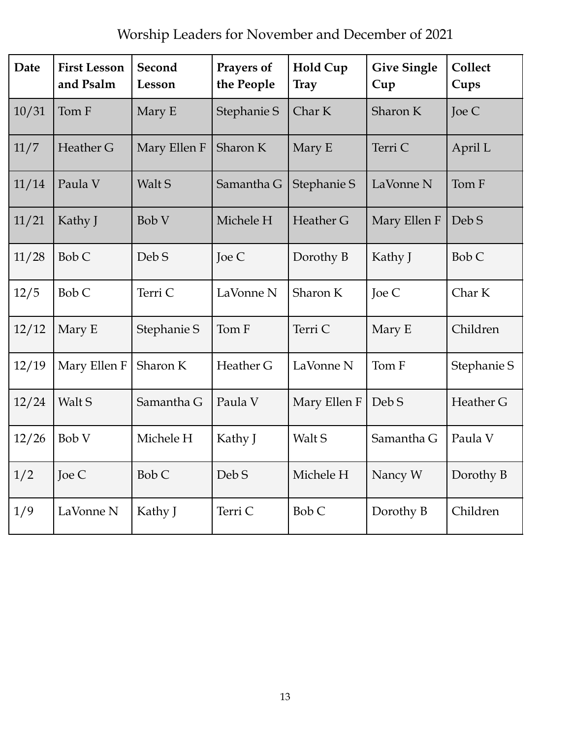# Worship Leaders for November and December of 2021

| Date | First Lesson and Psalm | Second Lesson | Prayers of the People | Hold Cup Tray | Give Single Cup | Collect Cups |
|---|---|---|---|---|---|---|
| 10/31 | Tom F | Mary E | Stephanie S | Char K | Sharon K | Joe C |
| 11/7 | Heather G | Mary Ellen F | Sharon K | Mary E | Terri C | April L |
| 11/14 | Paula V | Walt S | Samantha G | Stephanie S | LaVonne N | Tom F |
| 11/21 | Kathy J | Bob V | Michele H | Heather G | Mary Ellen F | Deb S |
| 11/28 | Bob C | Deb S | Joe C | Dorothy B | Kathy J | Bob C |
| 12/5 | Bob C | Terri C | LaVonne N | Sharon K | Joe C | Char K |
| 12/12 | Mary E | Stephanie S | Tom F | Terri C | Mary E | Children |
| 12/19 | Mary Ellen F | Sharon K | Heather G | LaVonne N | Tom F | Stephanie S |
| 12/24 | Walt S | Samantha G | Paula V | Mary Ellen F | Deb S | Heather G |
| 12/26 | Bob V | Michele H | Kathy J | Walt S | Samantha G | Paula V |
| 1/2 | Joe C | Bob C | Deb S | Michele H | Nancy W | Dorothy B |
| 1/9 | LaVonne N | Kathy J | Terri C | Bob C | Dorothy B | Children |